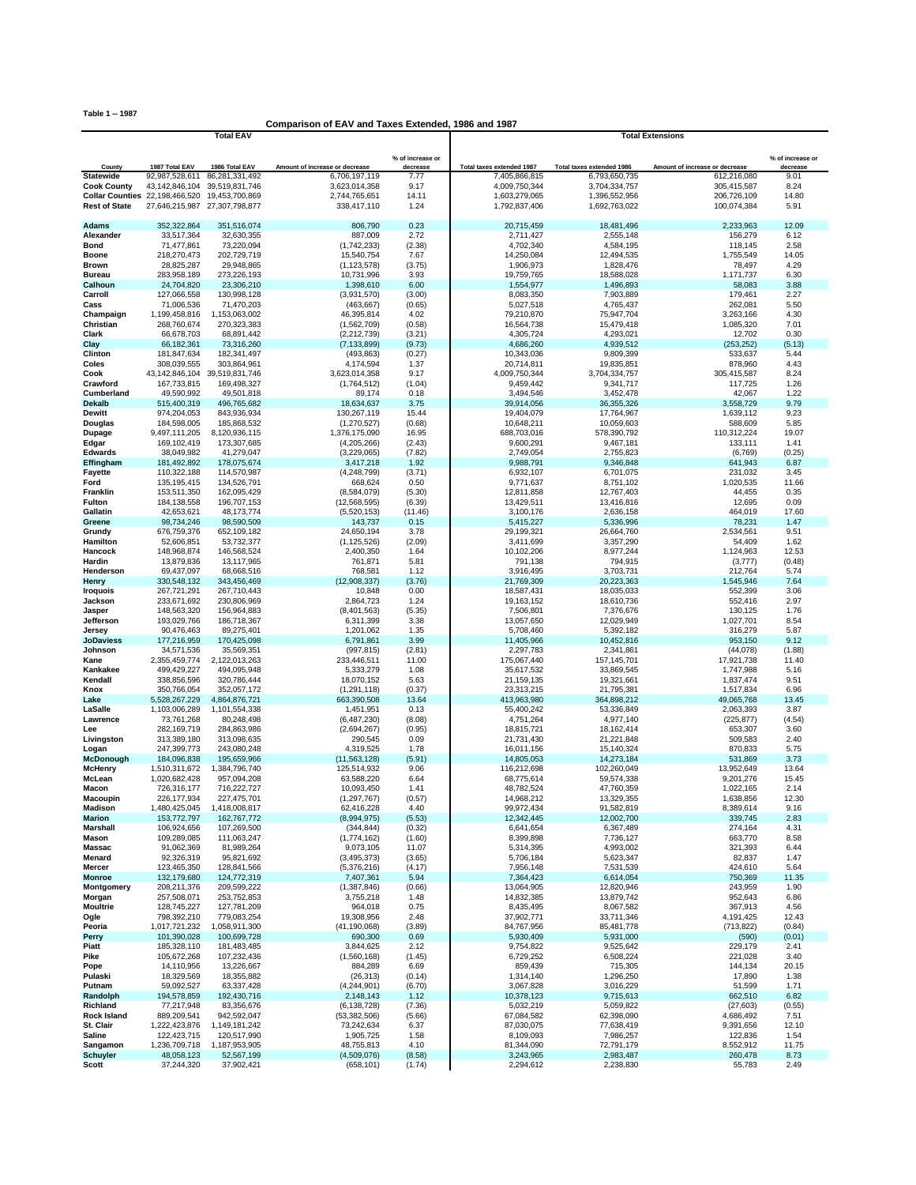Table 1 -- 1987

## Comparison of EAV and Taxes Extended, 1986 and 1987

| | Total EAV | | | | Total Extensions | | | |
|---|---|---|---|---|---|---|---|---|
| County | 1987 Total EAV | 1986 Total EAV | Amount of increase or decrease | % of increase or decrease | Total taxes extended 1987 | Total taxes extended 1986 | Amount of increase or decrease | % of increase or decrease |
| **Statewide** | 92,987,528,611 | 86,281,331,492 | 6,706,197,119 | 7.77 | 7,405,866,815 | 6,793,650,735 | 612,216,080 | 9.01 |
| **Cook County** | 43,142,846,104 | 39,519,831,746 | 3,623,014,358 | 9.17 | 4,009,750,344 | 3,704,334,757 | 305,415,587 | 8.24 |
| **Collar Counties** | 22,198,466,520 | 19,453,700,869 | 2,744,765,651 | 14.11 | 1,603,279,065 | 1,396,552,956 | 206,726,109 | 14.80 |
| **Rest of State** | 27,646,215,987 | 27,307,798,877 | 338,417,110 | 1.24 | 1,792,837,406 | 1,692,763,022 | 100,074,384 | 5.91 |
| **Adams** | 352,322,864 | 351,516,074 | 806,790 | 0.23 | 20,715,459 | 18,481,496 | 2,233,963 | 12.09 |
| **Alexander** | 33,517,364 | 32,630,355 | 887,009 | 2.72 | 2,711,427 | 2,555,148 | 156,279 | 6.12 |
| **Bond** | 71,477,861 | 73,220,094 | (1,742,233) | (2.38) | 4,702,340 | 4,584,195 | 118,145 | 2.58 |
| **Boone** | 218,270,473 | 202,729,719 | 15,540,754 | 7.67 | 14,250,084 | 12,494,535 | 1,755,549 | 14.05 |
| **Brown** | 28,825,287 | 29,948,865 | (1,123,578) | (3.75) | 1,906,973 | 1,828,476 | 78,497 | 4.29 |
| **Bureau** | 283,958,189 | 273,226,193 | 10,731,996 | 3.93 | 19,759,765 | 18,588,028 | 1,171,737 | 6.30 |
| **Calhoun** | 24,704,820 | 23,306,210 | 1,398,610 | 6.00 | 1,554,977 | 1,496,893 | 58,083 | 3.88 |
| **Carroll** | 127,066,558 | 130,998,128 | (3,931,570) | (3.00) | 8,083,350 | 7,903,889 | 179,461 | 2.27 |
| **Cass** | 71,006,536 | 71,470,203 | (463,667) | (0.65) | 5,027,518 | 4,765,437 | 262,081 | 5.50 |
| **Champaign** | 1,199,458,816 | 1,153,063,002 | 46,395,814 | 4.02 | 79,210,870 | 75,947,704 | 3,263,166 | 4.30 |
| **Christian** | 268,760,674 | 270,323,383 | (1,562,709) | (0.58) | 16,564,738 | 15,479,418 | 1,085,320 | 7.01 |
| **Clark** | 66,678,703 | 68,891,442 | (2,212,739) | (3.21) | 4,305,724 | 4,293,021 | 12,702 | 0.30 |
| **Clay** | 66,182,361 | 73,316,260 | (7,133,899) | (9.73) | 4,686,260 | 4,939,512 | (253,252) | (5.13) |
| **Clinton** | 181,847,634 | 182,341,497 | (493,863) | (0.27) | 10,343,036 | 9,809,399 | 533,637 | 5.44 |
| **Coles** | 308,039,555 | 303,864,961 | 4,174,594 | 1.37 | 20,714,811 | 19,835,851 | 878,960 | 4.43 |
| **Cook** | 43,142,846,104 | 39,519,831,746 | 3,623,014,358 | 9.17 | 4,009,750,344 | 3,704,334,757 | 305,415,587 | 8.24 |
| **Crawford** | 167,733,815 | 169,498,327 | (1,764,512) | (1.04) | 9,459,442 | 9,341,717 | 117,725 | 1.26 |
| **Cumberland** | 49,590,992 | 49,501,818 | 89,174 | 0.18 | 3,494,546 | 3,452,478 | 42,067 | 1.22 |
| **Dekalb** | 515,400,319 | 496,765,682 | 18,634,637 | 3.75 | 39,914,056 | 36,355,326 | 3,558,729 | 9.79 |
| **Dewitt** | 974,204,053 | 843,936,934 | 130,267,119 | 15.44 | 19,404,079 | 17,764,967 | 1,639,112 | 9.23 |
| **Douglas** | 184,598,005 | 185,868,532 | (1,270,527) | (0.68) | 10,648,211 | 10,059,603 | 588,609 | 5.85 |
| **Dupage** | 9,497,111,205 | 8,120,936,115 | 1,376,175,090 | 16.95 | 688,703,016 | 578,390,792 | 110,312,224 | 19.07 |
| **Edgar** | 169,102,419 | 173,307,685 | (4,205,266) | (2.43) | 9,600,291 | 9,467,181 | 133,111 | 1.41 |
| **Edwards** | 38,049,982 | 41,279,047 | (3,229,065) | (7.82) | 2,749,054 | 2,755,823 | (6,769) | (0.25) |
| **Effingham** | 181,492,892 | 178,075,674 | 3,417,218 | 1.92 | 9,988,791 | 9,346,848 | 641,943 | 6.87 |
| **Fayette** | 110,322,188 | 114,570,987 | (4,248,799) | (3.71) | 6,932,107 | 6,701,075 | 231,032 | 3.45 |
| **Ford** | 135,195,415 | 134,526,791 | 668,624 | 0.50 | 9,771,637 | 8,751,102 | 1,020,535 | 11.66 |
| **Franklin** | 153,511,350 | 162,095,429 | (8,584,079) | (5.30) | 12,811,858 | 12,767,403 | 44,455 | 0.35 |
| **Fulton** | 184,138,558 | 196,707,153 | (12,568,595) | (6.39) | 13,429,511 | 13,416,816 | 12,695 | 0.09 |
| **Gallatin** | 42,653,621 | 48,173,774 | (5,520,153) | (11.46) | 3,100,176 | 2,636,158 | 464,019 | 17.60 |
| **Greene** | 98,734,246 | 98,590,509 | 143,737 | 0.15 | 5,415,227 | 5,336,996 | 78,231 | 1.47 |
| **Grundy** | 676,759,376 | 652,109,182 | 24,650,194 | 3.78 | 29,199,321 | 26,664,760 | 2,534,561 | 9.51 |
| **Hamilton** | 52,606,851 | 53,732,377 | (1,125,526) | (2.09) | 3,411,699 | 3,357,290 | 54,409 | 1.62 |
| **Hancock** | 148,968,874 | 146,568,524 | 2,400,350 | 1.64 | 10,102,206 | 8,977,244 | 1,124,963 | 12.53 |
| **Hardin** | 13,879,836 | 13,117,965 | 761,871 | 5.81 | 791,138 | 794,915 | (3,777) | (0.48) |
| **Henderson** | 69,437,097 | 68,668,516 | 768,581 | 1.12 | 3,916,495 | 3,703,731 | 212,764 | 5.74 |
| **Henry** | 330,548,132 | 343,456,469 | (12,908,337) | (3.76) | 21,769,309 | 20,223,363 | 1,545,946 | 7.64 |
| **Iroquois** | 267,721,291 | 267,710,443 | 10,848 | 0.00 | 18,587,431 | 18,035,033 | 552,399 | 3.06 |
| **Jackson** | 233,671,692 | 230,806,969 | 2,864,723 | 1.24 | 19,163,152 | 18,610,736 | 552,416 | 2.97 |
| **Jasper** | 148,563,320 | 156,964,883 | (8,401,563) | (5.35) | 7,506,801 | 7,376,676 | 130,125 | 1.76 |
| **Jefferson** | 193,029,766 | 186,718,367 | 6,311,399 | 3.38 | 13,057,650 | 12,029,949 | 1,027,701 | 8.54 |
| **Jersey** | 90,476,463 | 89,275,401 | 1,201,062 | 1.35 | 5,708,460 | 5,392,182 | 316,279 | 5.87 |
| **JoDaviess** | 177,216,959 | 170,425,098 | 6,791,861 | 3.99 | 11,405,966 | 10,452,816 | 953,150 | 9.12 |
| **Johnson** | 34,571,536 | 35,569,351 | (997,815) | (2.81) | 2,297,783 | 2,341,861 | (44,078) | (1.88) |
| **Kane** | 2,355,459,774 | 2,122,013,263 | 233,446,511 | 11.00 | 175,067,440 | 157,145,701 | 17,921,738 | 11.40 |
| **Kankakee** | 499,429,227 | 494,095,948 | 5,333,279 | 1.08 | 35,617,532 | 33,869,545 | 1,747,988 | 5.16 |
| **Kendall** | 338,856,596 | 320,786,444 | 18,070,152 | 5.63 | 21,159,135 | 19,321,661 | 1,837,474 | 9.51 |
| **Knox** | 350,766,054 | 352,057,172 | (1,291,118) | (0.37) | 23,313,215 | 21,795,381 | 1,517,834 | 6.96 |
| **Lake** | 5,528,267,229 | 4,864,876,721 | 663,390,508 | 13.64 | 413,963,980 | 364,898,212 | 49,065,768 | 13.45 |
| **LaSalle** | 1,103,006,289 | 1,101,554,338 | 1,451,951 | 0.13 | 55,400,242 | 53,336,849 | 2,063,393 | 3.87 |
| **Lawrence** | 73,761,268 | 80,248,498 | (6,487,230) | (8.08) | 4,751,264 | 4,977,140 | (225,877) | (4.54) |
| **Lee** | 282,169,719 | 284,863,986 | (2,694,267) | (0.95) | 18,815,721 | 18,162,414 | 653,307 | 3.60 |
| **Livingston** | 313,389,180 | 313,098,635 | 290,545 | 0.09 | 21,731,430 | 21,221,848 | 509,583 | 2.40 |
| **Logan** | 247,399,773 | 243,080,248 | 4,319,525 | 1.78 | 16,011,156 | 15,140,324 | 870,833 | 5.75 |
| **McDonough** | 184,096,838 | 195,659,966 | (11,563,128) | (5.91) | 14,805,053 | 14,273,184 | 531,869 | 3.73 |
| **McHenry** | 1,510,311,672 | 1,384,796,740 | 125,514,932 | 9.06 | 116,212,698 | 102,260,049 | 13,952,649 | 13.64 |
| **McLean** | 1,020,682,428 | 957,094,208 | 63,588,220 | 6.64 | 68,775,614 | 59,574,338 | 9,201,276 | 15.45 |
| **Macon** | 726,316,177 | 716,222,727 | 10,093,450 | 1.41 | 48,782,524 | 47,760,359 | 1,022,165 | 2.14 |
| **Macoupin** | 226,177,934 | 227,475,701 | (1,297,767) | (0.57) | 14,968,212 | 13,329,355 | 1,638,856 | 12.30 |
| **Madison** | 1,480,425,045 | 1,418,008,817 | 62,416,228 | 4.40 | 99,972,434 | 91,582,819 | 8,389,614 | 9.16 |
| **Marion** | 153,772,797 | 162,767,772 | (8,994,975) | (5.53) | 12,342,445 | 12,002,700 | 339,745 | 2.83 |
| **Marshall** | 106,924,656 | 107,269,500 | (344,844) | (0.32) | 6,641,654 | 6,367,489 | 274,164 | 4.31 |
| **Mason** | 109,289,085 | 111,063,247 | (1,774,162) | (1.60) | 8,399,898 | 7,736,127 | 663,770 | 8.58 |
| **Massac** | 91,062,369 | 81,989,264 | 9,073,105 | 11.07 | 5,314,395 | 4,993,002 | 321,393 | 6.44 |
| **Menard** | 92,326,319 | 95,821,692 | (3,495,373) | (3.65) | 5,706,184 | 5,623,347 | 82,837 | 1.47 |
| **Mercer** | 123,465,350 | 128,841,566 | (5,376,216) | (4.17) | 7,956,148 | 7,531,539 | 424,610 | 5.64 |
| **Monroe** | 132,179,680 | 124,772,319 | 7,407,361 | 5.94 | 7,364,423 | 6,614,054 | 750,369 | 11.35 |
| **Montgomery** | 208,211,376 | 209,599,222 | (1,387,846) | (0.66) | 13,064,905 | 12,820,946 | 243,959 | 1.90 |
| **Morgan** | 257,508,071 | 253,752,853 | 3,755,218 | 1.48 | 14,832,385 | 13,879,742 | 952,643 | 6.86 |
| **Moultrie** | 128,745,227 | 127,781,209 | 964,018 | 0.75 | 8,435,495 | 8,067,582 | 367,913 | 4.56 |
| **Ogle** | 798,392,210 | 779,083,254 | 19,308,956 | 2.48 | 37,902,771 | 33,711,346 | 4,191,425 | 12.43 |
| **Peoria** | 1,017,721,232 | 1,058,911,300 | (41,190,068) | (3.89) | 84,767,956 | 85,481,778 | (713,822) | (0.84) |
| **Perry** | 101,390,028 | 100,699,728 | 690,300 | 0.69 | 5,930,409 | 5,931,000 | (590) | (0.01) |
| **Piatt** | 185,328,110 | 181,483,485 | 3,844,625 | 2.12 | 9,754,822 | 9,525,642 | 229,179 | 2.41 |
| **Pike** | 105,672,268 | 107,232,436 | (1,560,168) | (1.45) | 6,729,252 | 6,508,224 | 221,028 | 3.40 |
| **Pope** | 14,110,956 | 13,226,667 | 884,289 | 6.69 | 859,439 | 715,305 | 144,134 | 20.15 |
| **Pulaski** | 18,329,569 | 18,355,882 | (26,313) | (0.14) | 1,314,140 | 1,296,250 | 17,890 | 1.38 |
| **Putnam** | 59,092,527 | 63,337,428 | (4,244,901) | (6.70) | 3,067,828 | 3,016,229 | 51,599 | 1.71 |
| **Randolph** | 194,578,859 | 192,430,716 | 2,148,143 | 1.12 | 10,378,123 | 9,715,613 | 662,510 | 6.82 |
| **Richland** | 77,217,948 | 83,356,676 | (6,138,728) | (7.36) | 5,032,219 | 5,059,822 | (27,603) | (0.55) |
| **Rock Island** | 889,209,541 | 942,592,047 | (53,382,506) | (5.66) | 67,084,582 | 62,398,090 | 4,686,492 | 7.51 |
| **St. Clair** | 1,222,423,876 | 1,149,181,242 | 73,242,634 | 6.37 | 87,030,075 | 77,638,419 | 9,391,656 | 12.10 |
| **Saline** | 122,423,715 | 120,517,990 | 1,905,725 | 1.58 | 8,109,093 | 7,986,257 | 122,836 | 1.54 |
| **Sangamon** | 1,236,709,718 | 1,187,953,905 | 48,755,813 | 4.10 | 81,344,090 | 72,791,179 | 8,552,912 | 11.75 |
| **Schuyler** | 48,058,123 | 52,567,199 | (4,509,076) | (8.58) | 3,243,965 | 2,983,487 | 260,478 | 8.73 |
| **Scott** | 37,244,320 | 37,902,421 | (658,101) | (1.74) | 2,294,612 | 2,238,830 | 55,783 | 2.49 |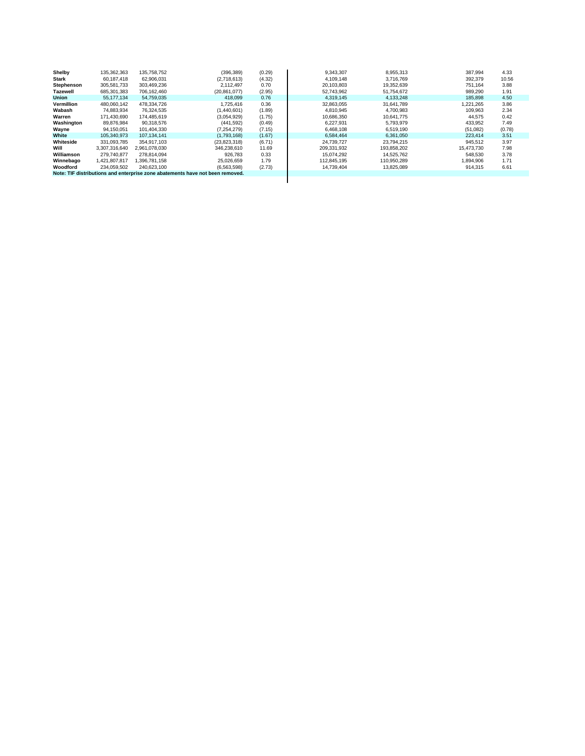| | | | | | | | | |
|---|---|---|---|---|---|---|---|---|
| **Shelby** | 135,362,363 | 135,758,752 | (396,389) | (0.29) | 9,343,307 | 8,955,313 | 387,994 | 4.33 |
| **Stark** | 60,187,418 | 62,906,031 | (2,718,613) | (4.32) | 4,109,148 | 3,716,769 | 392,379 | 10.56 |
| **Stephenson** | 305,581,733 | 303,469,236 | 2,112,497 | 0.70 | 20,103,803 | 19,352,639 | 751,164 | 3.88 |
| **Tazewell** | 685,301,383 | 706,162,460 | (20,861,077) | (2.95) | 52,743,962 | 51,754,672 | 989,290 | 1.91 |
| **Union** | 55,177,134 | 54,759,035 | 418,099 | 0.76 | 4,319,145 | 4,133,248 | 185,898 | 4.50 |
| **Vermillion** | 480,060,142 | 478,334,726 | 1,725,416 | 0.36 | 32,863,055 | 31,641,789 | 1,221,265 | 3.86 |
| **Wabash** | 74,883,934 | 76,324,535 | (1,440,601) | (1.89) | 4,810,945 | 4,700,983 | 109,963 | 2.34 |
| **Warren** | 171,430,690 | 174,485,619 | (3,054,929) | (1.75) | 10,686,350 | 10,641,775 | 44,575 | 0.42 |
| **Washington** | 89,876,984 | 90,318,576 | (441,592) | (0.49) | 6,227,931 | 5,793,979 | 433,952 | 7.49 |
| **Wayne** | 94,150,051 | 101,404,330 | (7,254,279) | (7.15) | 6,468,108 | 6,519,190 | (51,082) | (0.78) |
| **White** | 105,340,973 | 107,134,141 | (1,793,168) | (1.67) | 6,584,464 | 6,361,050 | 223,414 | 3.51 |
| **Whiteside** | 331,093,785 | 354,917,103 | (23,823,318) | (6.71) | 24,739,727 | 23,794,215 | 945,512 | 3.97 |
| **Will** | 3,307,316,640 | 2,961,078,030 | 346,238,610 | 11.69 | 209,331,932 | 193,858,202 | 15,473,730 | 7.98 |
| **Williamson** | 279,740,877 | 278,814,094 | 926,783 | 0.33 | 15,074,292 | 14,525,762 | 548,530 | 3.78 |
| **Winnebago** | 1,421,807,817 | 1,396,781,158 | 25,026,659 | 1.79 | 112,845,195 | 110,950,289 | 1,894,906 | 1.71 |
| **Woodford** | 234,059,502 | 240,623,100 | (6,563,598) | (2.73) | 14,739,404 | 13,825,089 | 914,315 | 6.61 |

**Note: TIF distributions and enterprise zone abatements have not been removed.**